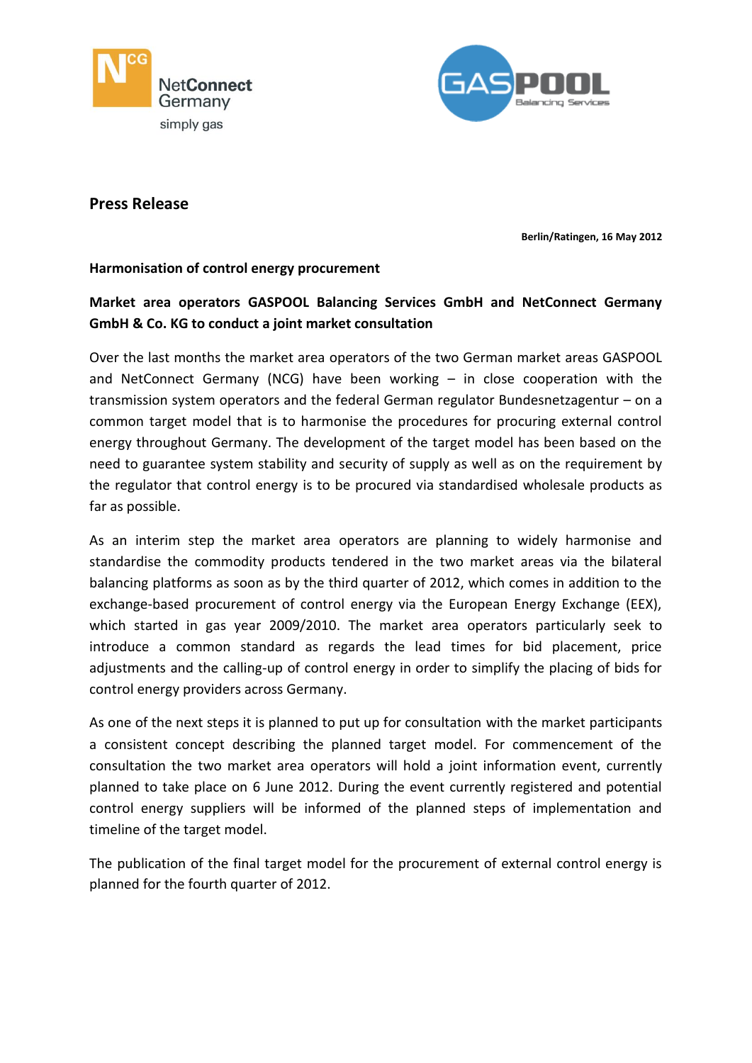# Press Release

**Berlin/Ratingen, 16 May 2012**

**Harmonisation of control energy procurement**

## Market area operators GASPOOL Balancing Services GmbH and NetConnect Germany GmbH & Co. KG to conduct a joint market consultation

Over the last months the market area operators of the two German market areas GASPOOL and NetConnect Germany (NCG) have been working – in close cooperation with the transmission system operators and the federal German regulator Bundesnetzagentur – on a common target model that is to harmonise the procedures for procuring external control energy throughout Germany. The development of the target model has been based on the need to guarantee system stability and security of supply as well as on the requirement by the regulator that control energy is to be procured via standardised wholesale products as far as possible.

As an interim step the market area operators are planning to widely harmonise and standardise the commodity products tendered in the two market areas via the bilateral balancing platforms as soon as by the third quarter of 2012, which comes in addition to the exchange-based procurement of control energy via the European Energy Exchange (EEX), which started in gas year 2009/2010. The market area operators particularly seek to introduce a common standard as regards the lead times for bid placement, price adjustments and the calling-up of control energy in order to simplify the placing of bids for control energy providers across Germany.

As one of the next steps it is planned to put up for consultation with the market participants a consistent concept describing the planned target model. For commencement of the consultation the two market area operators will hold a joint information event, currently planned to take place on 6 June 2012. During the event currently registered and potential control energy suppliers will be informed of the planned steps of implementation and timeline of the target model.

The publication of the final target model for the procurement of external control energy is planned for the fourth quarter of 2012.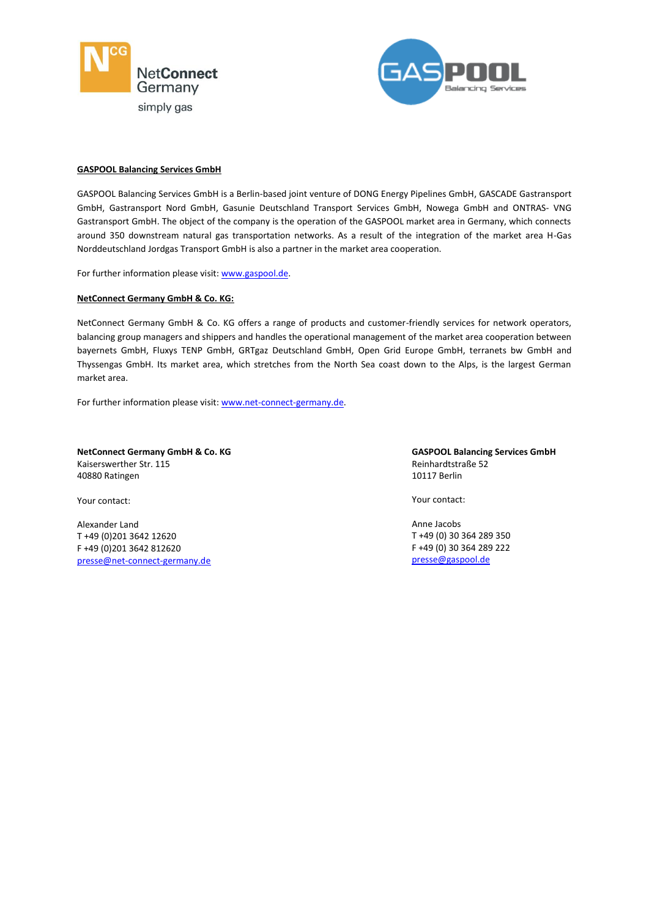**GASPOOL Balancing Services GmbH**

GASPOOL Balancing Services GmbH is a Berlin-based joint venture of DONG Energy Pipelines GmbH, GASCADE Gastransport GmbH, Gastransport Nord GmbH, Gasunie Deutschland Transport Services GmbH, Nowega GmbH and ONTRAS- VNG Gastransport GmbH. The object of the company is the operation of the GASPOOL market area in Germany, which connects around 350 downstream natural gas transportation networks. As a result of the integration of the market area H-Gas Norddeutschland Jordgas Transport GmbH is also a partner in the market area cooperation.

For further information please visit: www.gaspool.de.

**NetConnect Germany GmbH & Co. KG:**

NetConnect Germany GmbH & Co. KG offers a range of products and customer-friendly services for network operators, balancing group managers and shippers and handles the operational management of the market area cooperation between bayernets GmbH, Fluxys TENP GmbH, GRTgaz Deutschland GmbH, Open Grid Europe GmbH, terranets bw GmbH and Thyssengas GmbH. Its market area, which stretches from the North Sea coast down to the Alps, is the largest German market area.

For further information please visit: www.net-connect-germany.de.

**NetConnect Germany GmbH & Co. KG**
Kaiserswerther Str. 115
40880 Ratingen

Your contact:

Alexander Land
T +49 (0)201 3642 12620
F +49 (0)201 3642 812620
presse@net-connect-germany.de

**GASPOOL Balancing Services GmbH**
Reinhardtstraße 52
10117 Berlin

Your contact:

Anne Jacobs
T +49 (0) 30 364 289 350
F +49 (0) 30 364 289 222
presse@gaspool.de